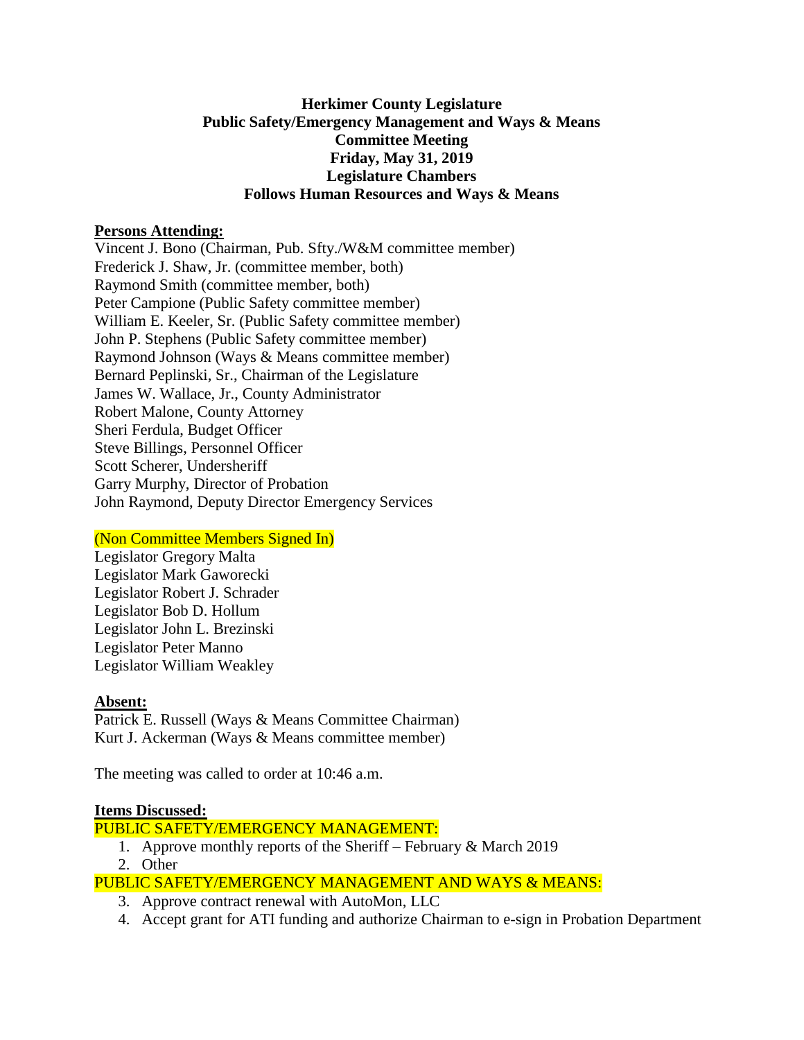# Herkimer County Legislature
## Public Safety/Emergency Management and Ways & Means
## Committee Meeting
## Friday, May 31, 2019
## Legislature Chambers
## Follows Human Resources and Ways & Means

**Persons Attending:**

Vincent J. Bono (Chairman, Pub. Sfty./W&M committee member)
Frederick J. Shaw, Jr. (committee member, both)
Raymond Smith (committee member, both)
Peter Campione (Public Safety committee member)
William E. Keeler, Sr. (Public Safety committee member)
John P. Stephens (Public Safety committee member)
Raymond Johnson (Ways & Means committee member)
Bernard Peplinski, Sr., Chairman of the Legislature
James W. Wallace, Jr., County Administrator
Robert Malone, County Attorney
Sheri Ferdula, Budget Officer
Steve Billings, Personnel Officer
Scott Scherer, Undersheriff
Garry Murphy, Director of Probation
John Raymond, Deputy Director Emergency Services

(Non Committee Members Signed In)

Legislator Gregory Malta
Legislator Mark Gaworecki
Legislator Robert J. Schrader
Legislator Bob D. Hollum
Legislator John L. Brezinski
Legislator Peter Manno
Legislator William Weakley

**Absent:**

Patrick E. Russell (Ways & Means Committee Chairman)
Kurt J. Ackerman (Ways & Means committee member)

The meeting was called to order at 10:46 a.m.

**Items Discussed:**

PUBLIC SAFETY/EMERGENCY MANAGEMENT:

1. Approve monthly reports of the Sheriff – February & March 2019
2. Other

PUBLIC SAFETY/EMERGENCY MANAGEMENT AND WAYS & MEANS:

3. Approve contract renewal with AutoMon, LLC
4. Accept grant for ATI funding and authorize Chairman to e-sign in Probation Department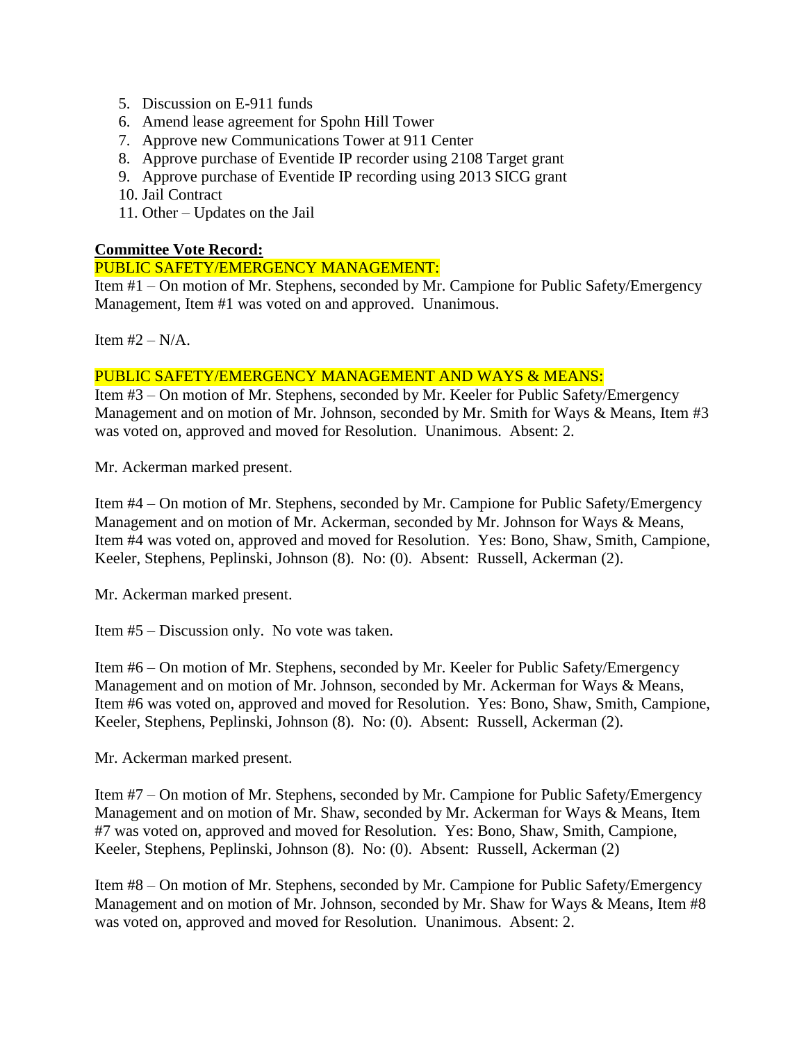5. Discussion on E-911 funds
6. Amend lease agreement for Spohn Hill Tower
7. Approve new Communications Tower at 911 Center
8. Approve purchase of Eventide IP recorder using 2108 Target grant
9. Approve purchase of Eventide IP recording using 2013 SICG grant
10. Jail Contract
11. Other – Updates on the Jail

**Committee Vote Record:**

PUBLIC SAFETY/EMERGENCY MANAGEMENT:

Item #1 – On motion of Mr. Stephens, seconded by Mr. Campione for Public Safety/Emergency Management, Item #1 was voted on and approved. Unanimous.

Item #2 – N/A.

PUBLIC SAFETY/EMERGENCY MANAGEMENT AND WAYS & MEANS:

Item #3 – On motion of Mr. Stephens, seconded by Mr. Keeler for Public Safety/Emergency Management and on motion of Mr. Johnson, seconded by Mr. Smith for Ways & Means, Item #3 was voted on, approved and moved for Resolution. Unanimous. Absent: 2.

Mr. Ackerman marked present.

Item #4 – On motion of Mr. Stephens, seconded by Mr. Campione for Public Safety/Emergency Management and on motion of Mr. Ackerman, seconded by Mr. Johnson for Ways & Means, Item #4 was voted on, approved and moved for Resolution. Yes: Bono, Shaw, Smith, Campione, Keeler, Stephens, Peplinski, Johnson (8). No: (0). Absent: Russell, Ackerman (2).

Mr. Ackerman marked present.

Item #5 – Discussion only. No vote was taken.

Item #6 – On motion of Mr. Stephens, seconded by Mr. Keeler for Public Safety/Emergency Management and on motion of Mr. Johnson, seconded by Mr. Ackerman for Ways & Means, Item #6 was voted on, approved and moved for Resolution. Yes: Bono, Shaw, Smith, Campione, Keeler, Stephens, Peplinski, Johnson (8). No: (0). Absent: Russell, Ackerman (2).

Mr. Ackerman marked present.

Item #7 – On motion of Mr. Stephens, seconded by Mr. Campione for Public Safety/Emergency Management and on motion of Mr. Shaw, seconded by Mr. Ackerman for Ways & Means, Item #7 was voted on, approved and moved for Resolution. Yes: Bono, Shaw, Smith, Campione, Keeler, Stephens, Peplinski, Johnson (8). No: (0). Absent: Russell, Ackerman (2)

Item #8 – On motion of Mr. Stephens, seconded by Mr. Campione for Public Safety/Emergency Management and on motion of Mr. Johnson, seconded by Mr. Shaw for Ways & Means, Item #8 was voted on, approved and moved for Resolution. Unanimous. Absent: 2.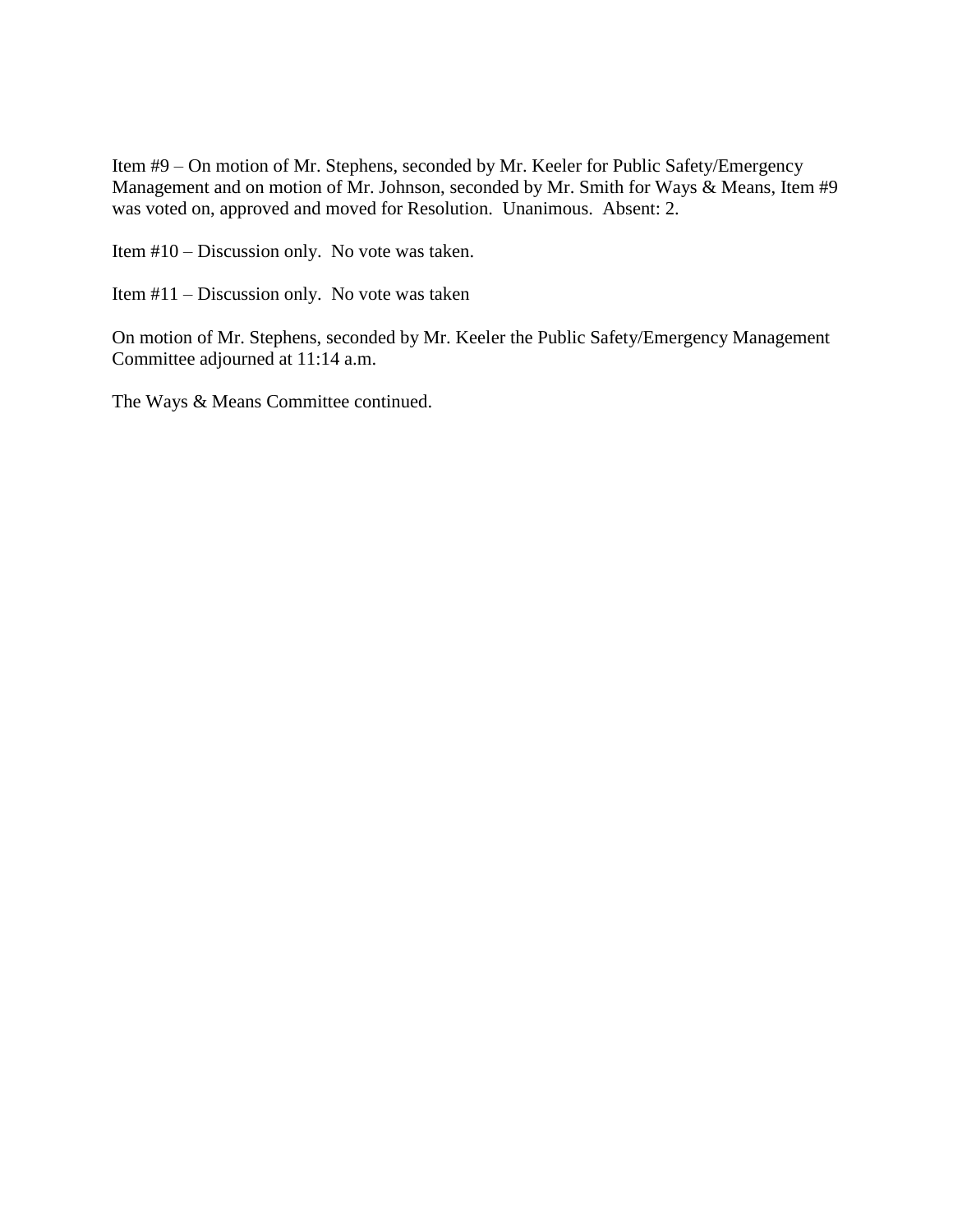Item #9 – On motion of Mr. Stephens, seconded by Mr. Keeler for Public Safety/Emergency Management and on motion of Mr. Johnson, seconded by Mr. Smith for Ways & Means, Item #9 was voted on, approved and moved for Resolution. Unanimous. Absent: 2.

Item #10 – Discussion only. No vote was taken.

Item #11 – Discussion only. No vote was taken

On motion of Mr. Stephens, seconded by Mr. Keeler the Public Safety/Emergency Management Committee adjourned at 11:14 a.m.

The Ways & Means Committee continued.